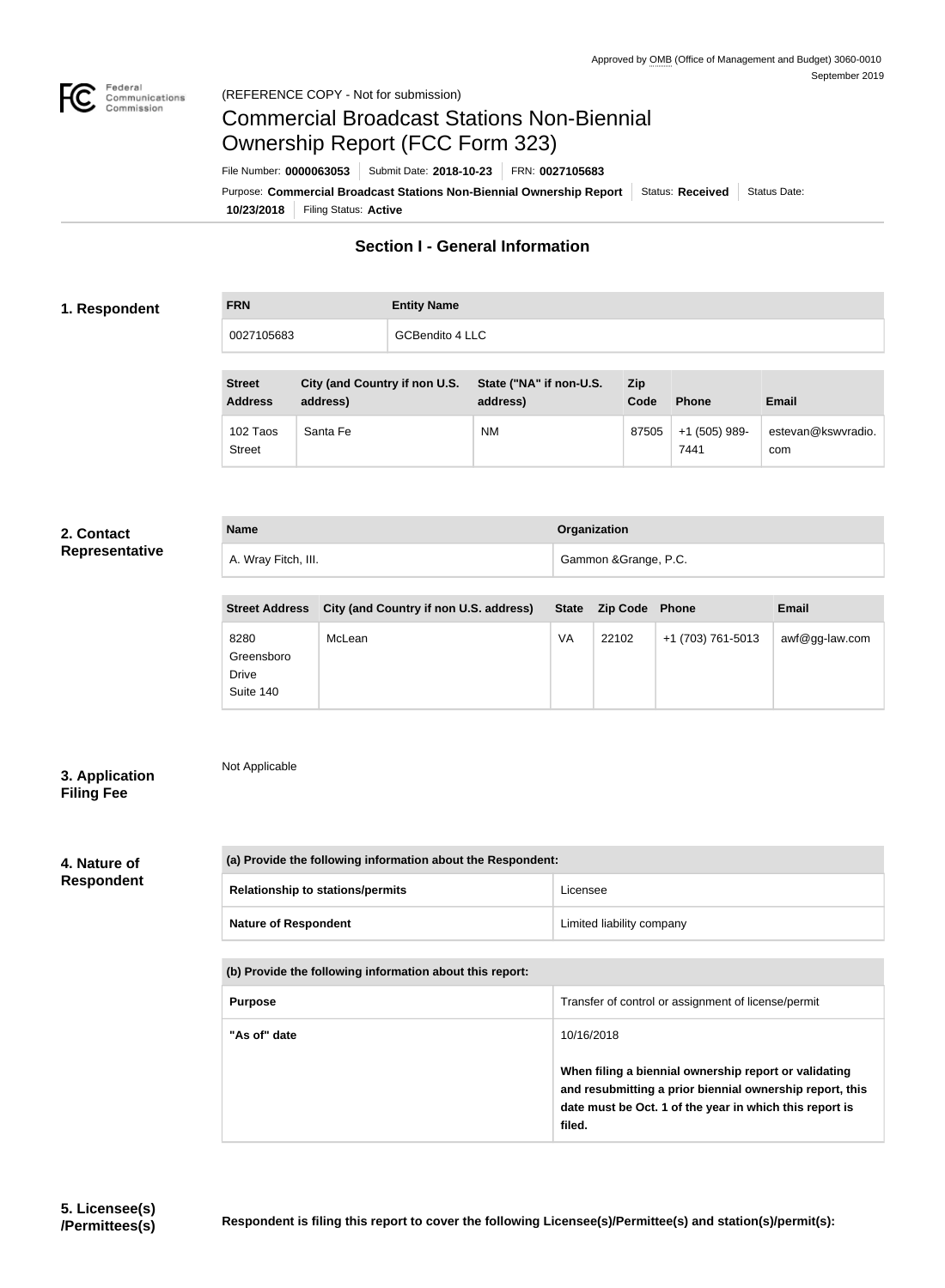Approved by OMB (Office of Management and Budget) 3060-0010
September 2019

(REFERENCE COPY - Not for submission)

# Commercial Broadcast Stations Non-Biennial Ownership Report (FCC Form 323)

File Number: **0000063053** | Submit Date: **2018-10-23** | FRN: **0027105683**

Purpose: **Commercial Broadcast Stations Non-Biennial Ownership Report** | Status: **Received** | Status Date: **10/23/2018** | Filing Status: **Active**

## Section I - General Information

### 1. Respondent

| FRN | Entity Name |
| --- | --- |
| 0027105683 | GCBendito 4 LLC |

| Street Address | City (and Country if non U.S. address) | State ("NA" if non-U.S. address) | Zip Code | Phone | Email |
| --- | --- | --- | --- | --- | --- |
| 102 Taos Street | Santa Fe | NM | 87505 | +1 (505) 989-7441 | estevan@kswvradio.com |

### 2. Contact Representative

| Name | Organization |
| --- | --- |
| A. Wray Fitch, III. | Gammon &Grange, P.C. |

| Street Address | City (and Country if non U.S. address) | State | Zip Code | Phone | Email |
| --- | --- | --- | --- | --- | --- |
| 8280 Greensboro Drive Suite 140 | McLean | VA | 22102 | +1 (703) 761-5013 | awf@gg-law.com |

### 3. Application Filing Fee

Not Applicable

### 4. Nature of Respondent

| (a) Provide the following information about the Respondent: | |
| --- | --- |
| Relationship to stations/permits | Licensee |
| Nature of Respondent | Limited liability company |

| (b) Provide the following information about this report: | |
| --- | --- |
| Purpose | Transfer of control or assignment of license/permit |
| "As of" date | 10/16/2018<br><br>**When filing a biennial ownership report or validating and resubmitting a prior biennial ownership report, this date must be Oct. 1 of the year in which this report is filed.** |

### 5. Licensee(s) /Permittees(s)

**Respondent is filing this report to cover the following Licensee(s)/Permittee(s) and station(s)/permit(s):**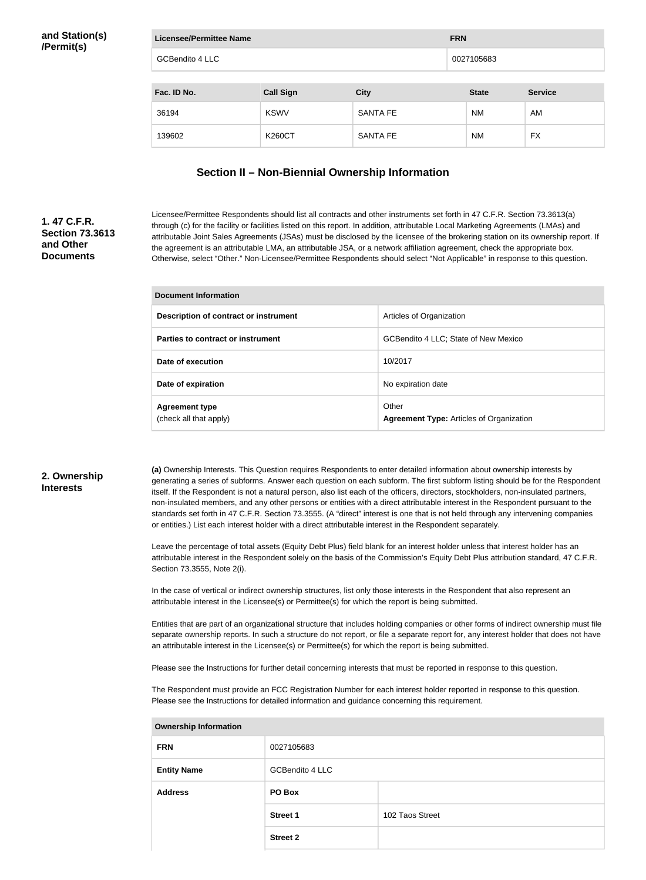**and Station(s) /Permit(s)**

| Licensee/Permittee Name | FRN |
| --- | --- |
| GCBendito 4 LLC | 0027105683 |

| Fac. ID No. | Call Sign | City | State | Service |
| --- | --- | --- | --- | --- |
| 36194 | KSWV | SANTA FE | NM | AM |
| 139602 | K260CT | SANTA FE | NM | FX |

## Section II – Non-Biennial Ownership Information

**1. 47 C.F.R. Section 73.3613 and Other Documents**

Licensee/Permittee Respondents should list all contracts and other instruments set forth in 47 C.F.R. Section 73.3613(a) through (c) for the facility or facilities listed on this report. In addition, attributable Local Marketing Agreements (LMAs) and attributable Joint Sales Agreements (JSAs) must be disclosed by the licensee of the brokering station on its ownership report. If the agreement is an attributable LMA, an attributable JSA, or a network affiliation agreement, check the appropriate box. Otherwise, select "Other." Non-Licensee/Permittee Respondents should select "Not Applicable" in response to this question.

| Document Information | |
| --- | --- |
| **Description of contract or instrument** | Articles of Organization |
| **Parties to contract or instrument** | GCBendito 4 LLC; State of New Mexico |
| **Date of execution** | 10/2017 |
| **Date of expiration** | No expiration date |
| **Agreement type** (check all that apply) | Other **Agreement Type:** Articles of Organization |

**2. Ownership Interests**

**(a)** Ownership Interests. This Question requires Respondents to enter detailed information about ownership interests by generating a series of subforms. Answer each question on each subform. The first subform listing should be for the Respondent itself. If the Respondent is not a natural person, also list each of the officers, directors, stockholders, non-insulated partners, non-insulated members, and any other persons or entities with a direct attributable interest in the Respondent pursuant to the standards set forth in 47 C.F.R. Section 73.3555. (A "direct" interest is one that is not held through any intervening companies or entities.) List each interest holder with a direct attributable interest in the Respondent separately.

Leave the percentage of total assets (Equity Debt Plus) field blank for an interest holder unless that interest holder has an attributable interest in the Respondent solely on the basis of the Commission's Equity Debt Plus attribution standard, 47 C.F.R. Section 73.3555, Note 2(i).

In the case of vertical or indirect ownership structures, list only those interests in the Respondent that also represent an attributable interest in the Licensee(s) or Permittee(s) for which the report is being submitted.

Entities that are part of an organizational structure that includes holding companies or other forms of indirect ownership must file separate ownership reports. In such a structure do not report, or file a separate report for, any interest holder that does not have an attributable interest in the Licensee(s) or Permittee(s) for which the report is being submitted.

Please see the Instructions for further detail concerning interests that must be reported in response to this question.

The Respondent must provide an FCC Registration Number for each interest holder reported in response to this question. Please see the Instructions for detailed information and guidance concerning this requirement.

| Ownership Information | | |
| --- | --- | --- |
| **FRN** | 0027105683 | |
| **Entity Name** | GCBendito 4 LLC | |
| **Address** | **PO Box** | |
| | **Street 1** | 102 Taos Street |
| | **Street 2** | |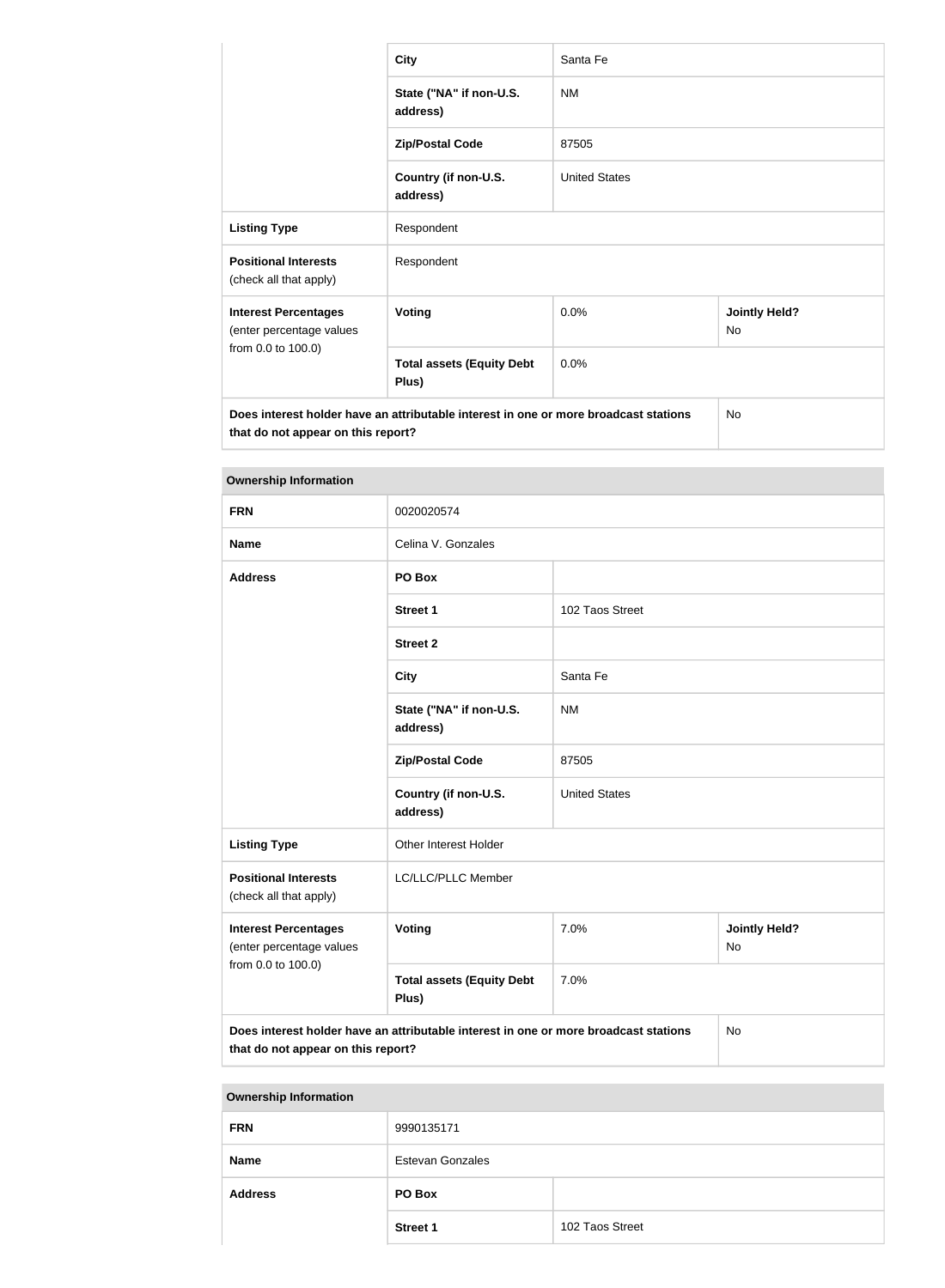| | | | |
|---|---|---|---|
| | **City** | Santa Fe | |
| | **State ("NA" if non-U.S. address)** | NM | |
| | **Zip/Postal Code** | 87505 | |
| | **Country (if non-U.S. address)** | United States | |
| **Listing Type** | Respondent | | |
| **Positional Interests** (check all that apply) | Respondent | | |
| **Interest Percentages** (enter percentage values from 0.0 to 100.0) | **Voting** | 0.0% | **Jointly Held?** No |
| | **Total assets (Equity Debt Plus)** | 0.0% | |
| **Does interest holder have an attributable interest in one or more broadcast stations that do not appear on this report?** | | | No |

| **Ownership Information** | | | |
|---|---|---|---|
| **FRN** | 0020020574 | | |
| **Name** | Celina V. Gonzales | | |
| **Address** | **PO Box** | | |
| | **Street 1** | 102 Taos Street | |
| | **Street 2** | | |
| | **City** | Santa Fe | |
| | **State ("NA" if non-U.S. address)** | NM | |
| | **Zip/Postal Code** | 87505 | |
| | **Country (if non-U.S. address)** | United States | |
| **Listing Type** | Other Interest Holder | | |
| **Positional Interests** (check all that apply) | LC/LLC/PLLC Member | | |
| **Interest Percentages** (enter percentage values from 0.0 to 100.0) | **Voting** | 7.0% | **Jointly Held?** No |
| | **Total assets (Equity Debt Plus)** | 7.0% | |
| **Does interest holder have an attributable interest in one or more broadcast stations that do not appear on this report?** | | | No |

| **Ownership Information** | | |
|---|---|---|
| **FRN** | 9990135171 | |
| **Name** | Estevan Gonzales | |
| **Address** | **PO Box** | |
| | **Street 1** | 102 Taos Street |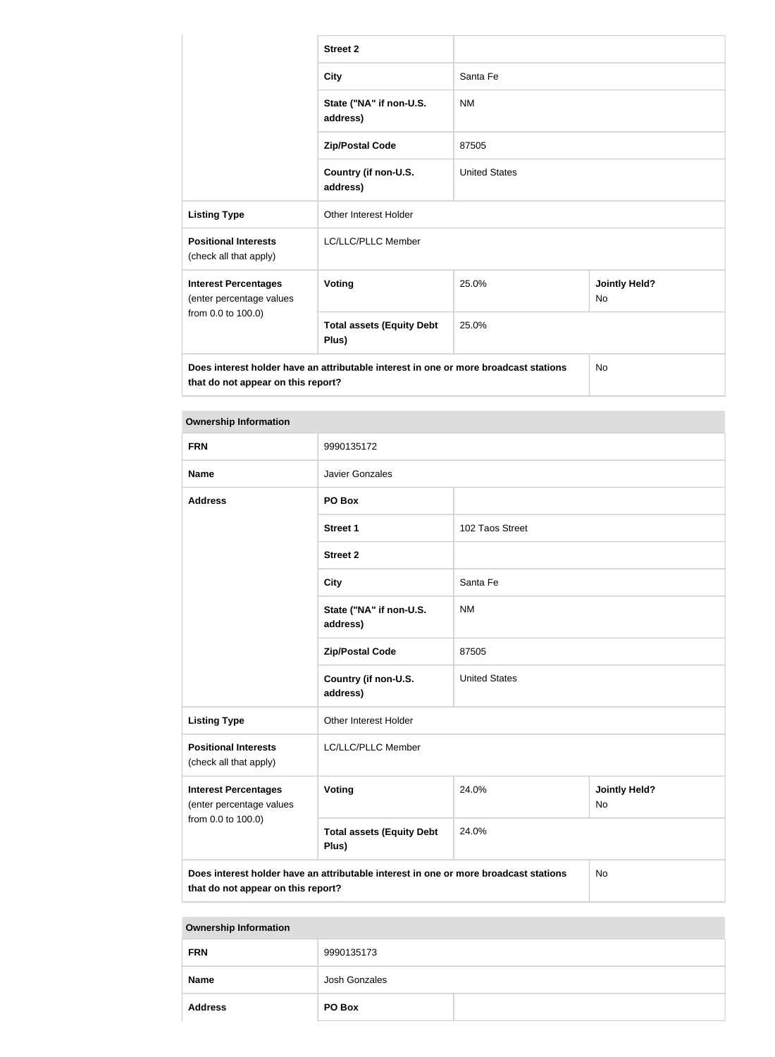| | | | |
|---|---|---|---|
| | **Street 2** | | |
| | **City** | Santa Fe | |
| | **State ("NA" if non-U.S. address)** | NM | |
| | **Zip/Postal Code** | 87505 | |
| | **Country (if non-U.S. address)** | United States | |
| **Listing Type** | Other Interest Holder | | |
| **Positional Interests** (check all that apply) | LC/LLC/PLLC Member | | |
| **Interest Percentages** (enter percentage values from 0.0 to 100.0) | **Voting** | 25.0% | **Jointly Held?** No |
| | **Total assets (Equity Debt Plus)** | 25.0% | |
| **Does interest holder have an attributable interest in one or more broadcast stations that do not appear on this report?** | | | No |

| **Ownership Information** | | | |
|---|---|---|---|
| **FRN** | 9990135172 | | |
| **Name** | Javier Gonzales | | |
| **Address** | **PO Box** | | |
| | **Street 1** | 102 Taos Street | |
| | **Street 2** | | |
| | **City** | Santa Fe | |
| | **State ("NA" if non-U.S. address)** | NM | |
| | **Zip/Postal Code** | 87505 | |
| | **Country (if non-U.S. address)** | United States | |
| **Listing Type** | Other Interest Holder | | |
| **Positional Interests** (check all that apply) | LC/LLC/PLLC Member | | |
| **Interest Percentages** (enter percentage values from 0.0 to 100.0) | **Voting** | 24.0% | **Jointly Held?** No |
| | **Total assets (Equity Debt Plus)** | 24.0% | |
| **Does interest holder have an attributable interest in one or more broadcast stations that do not appear on this report?** | | | No |

| **Ownership Information** | | |
|---|---|---|
| **FRN** | 9990135173 | |
| **Name** | Josh Gonzales | |
| **Address** | **PO Box** | |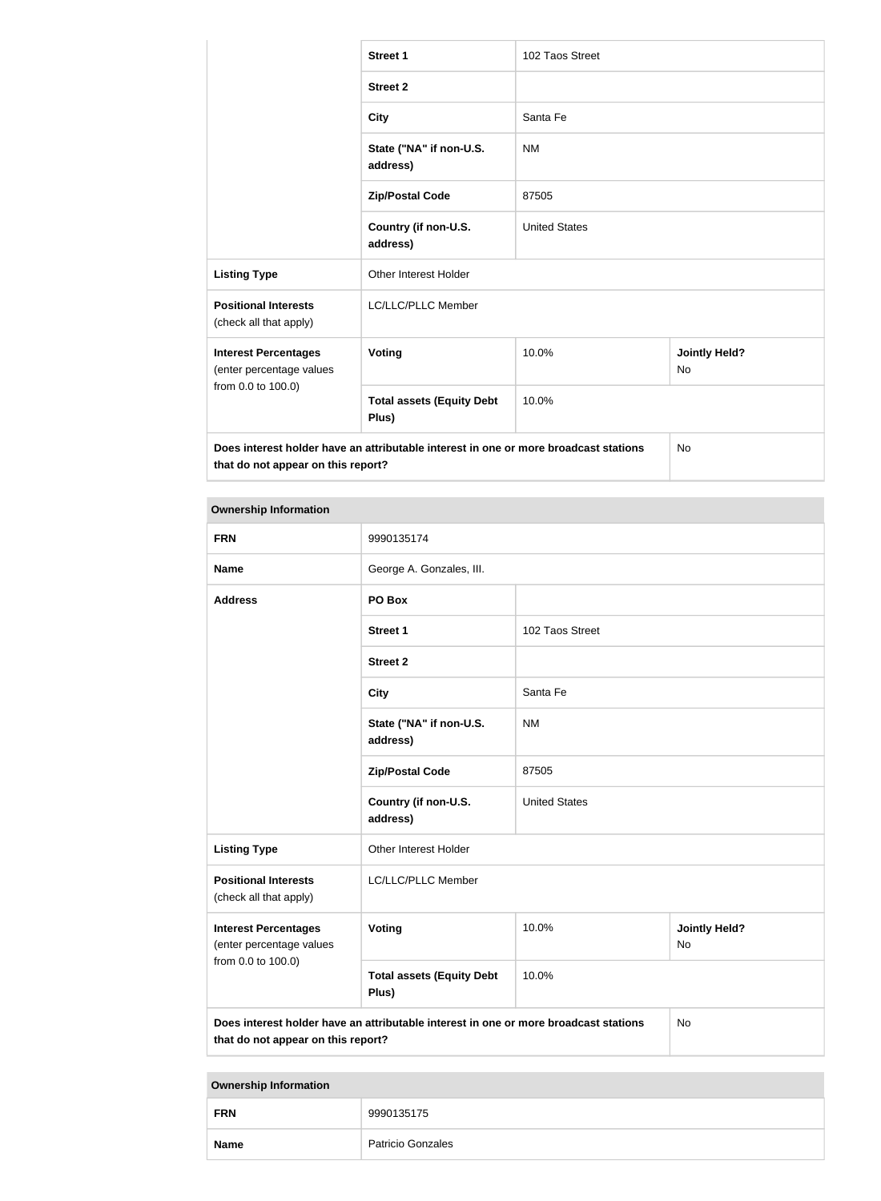| | | | |
|---|---|---|---|
| | **Street 1** | 102 Taos Street | |
| | **Street 2** | | |
| | **City** | Santa Fe | |
| | **State ("NA" if non-U.S. address)** | NM | |
| | **Zip/Postal Code** | 87505 | |
| | **Country (if non-U.S. address)** | United States | |
| **Listing Type** | Other Interest Holder | | |
| **Positional Interests** (check all that apply) | LC/LLC/PLLC Member | | |
| **Interest Percentages** (enter percentage values from 0.0 to 100.0) | **Voting** | 10.0% | **Jointly Held?** No |
| | **Total assets (Equity Debt Plus)** | 10.0% | |
| **Does interest holder have an attributable interest in one or more broadcast stations that do not appear on this report?** | | | No |

| **Ownership Information** | | | |
|---|---|---|---|
| **FRN** | 9990135174 | | |
| **Name** | George A. Gonzales, III. | | |
| **Address** | **PO Box** | | |
| | **Street 1** | 102 Taos Street | |
| | **Street 2** | | |
| | **City** | Santa Fe | |
| | **State ("NA" if non-U.S. address)** | NM | |
| | **Zip/Postal Code** | 87505 | |
| | **Country (if non-U.S. address)** | United States | |
| **Listing Type** | Other Interest Holder | | |
| **Positional Interests** (check all that apply) | LC/LLC/PLLC Member | | |
| **Interest Percentages** (enter percentage values from 0.0 to 100.0) | **Voting** | 10.0% | **Jointly Held?** No |
| | **Total assets (Equity Debt Plus)** | 10.0% | |
| **Does interest holder have an attributable interest in one or more broadcast stations that do not appear on this report?** | | | No |

| **Ownership Information** | |
|---|---|
| **FRN** | 9990135175 |
| **Name** | Patricio Gonzales |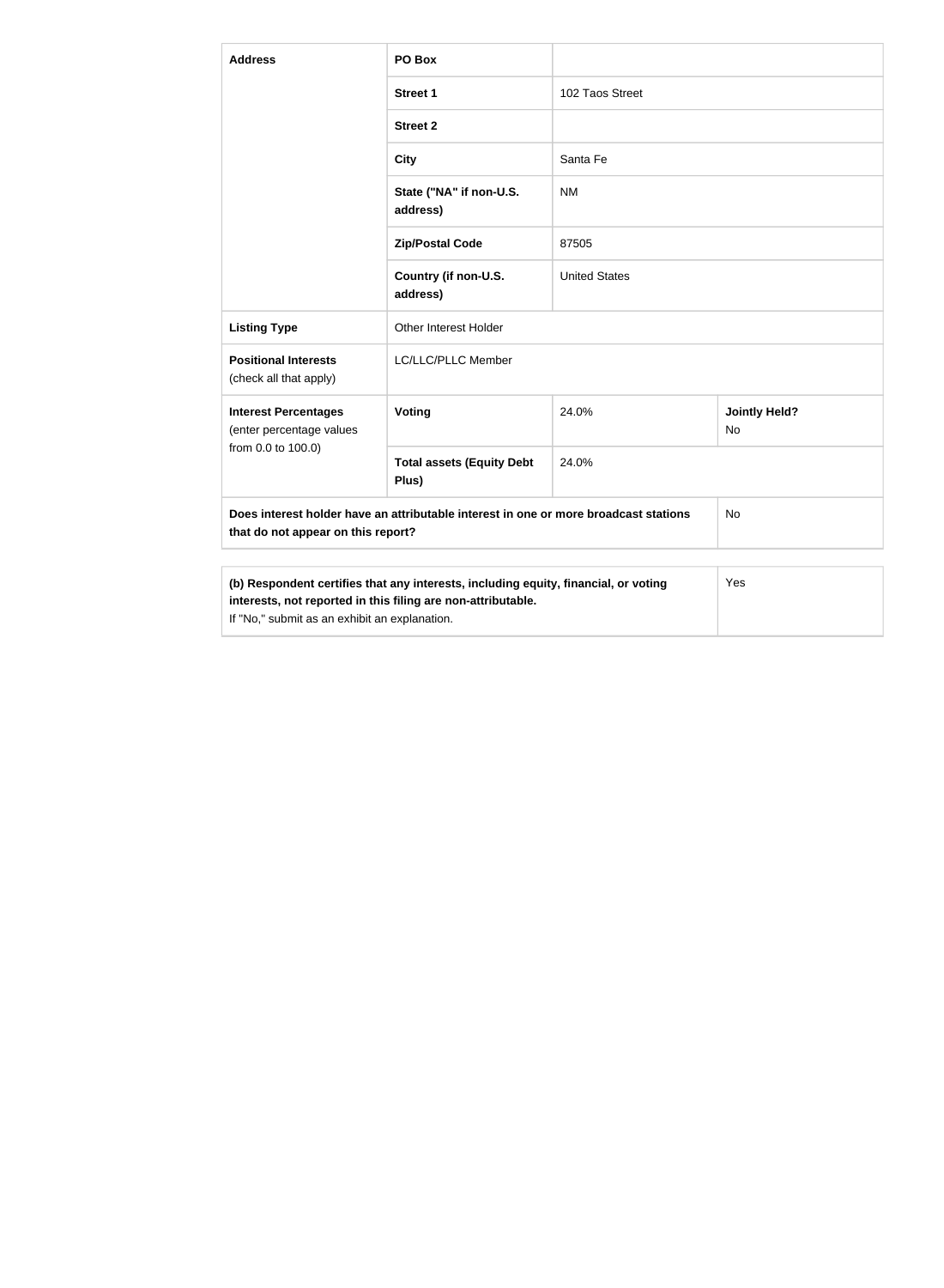| | | | |
|---|---|---|---|
| **Address** | **PO Box** | | |
| | **Street 1** | 102 Taos Street | |
| | **Street 2** | | |
| | **City** | Santa Fe | |
| | **State ("NA" if non-U.S. address)** | NM | |
| | **Zip/Postal Code** | 87505 | |
| | **Country (if non-U.S. address)** | United States | |
| **Listing Type** | Other Interest Holder | | |
| **Positional Interests** (check all that apply) | LC/LLC/PLLC Member | | |
| **Interest Percentages** (enter percentage values from 0.0 to 100.0) | **Voting** | 24.0% | **Jointly Held?** No |
| | **Total assets (Equity Debt Plus)** | 24.0% | |
| **Does interest holder have an attributable interest in one or more broadcast stations that do not appear on this report?** | | | No |

| | |
|---|---|
| **(b) Respondent certifies that any interests, including equity, financial, or voting interests, not reported in this filing are non-attributable.** If "No," submit as an exhibit an explanation. | Yes |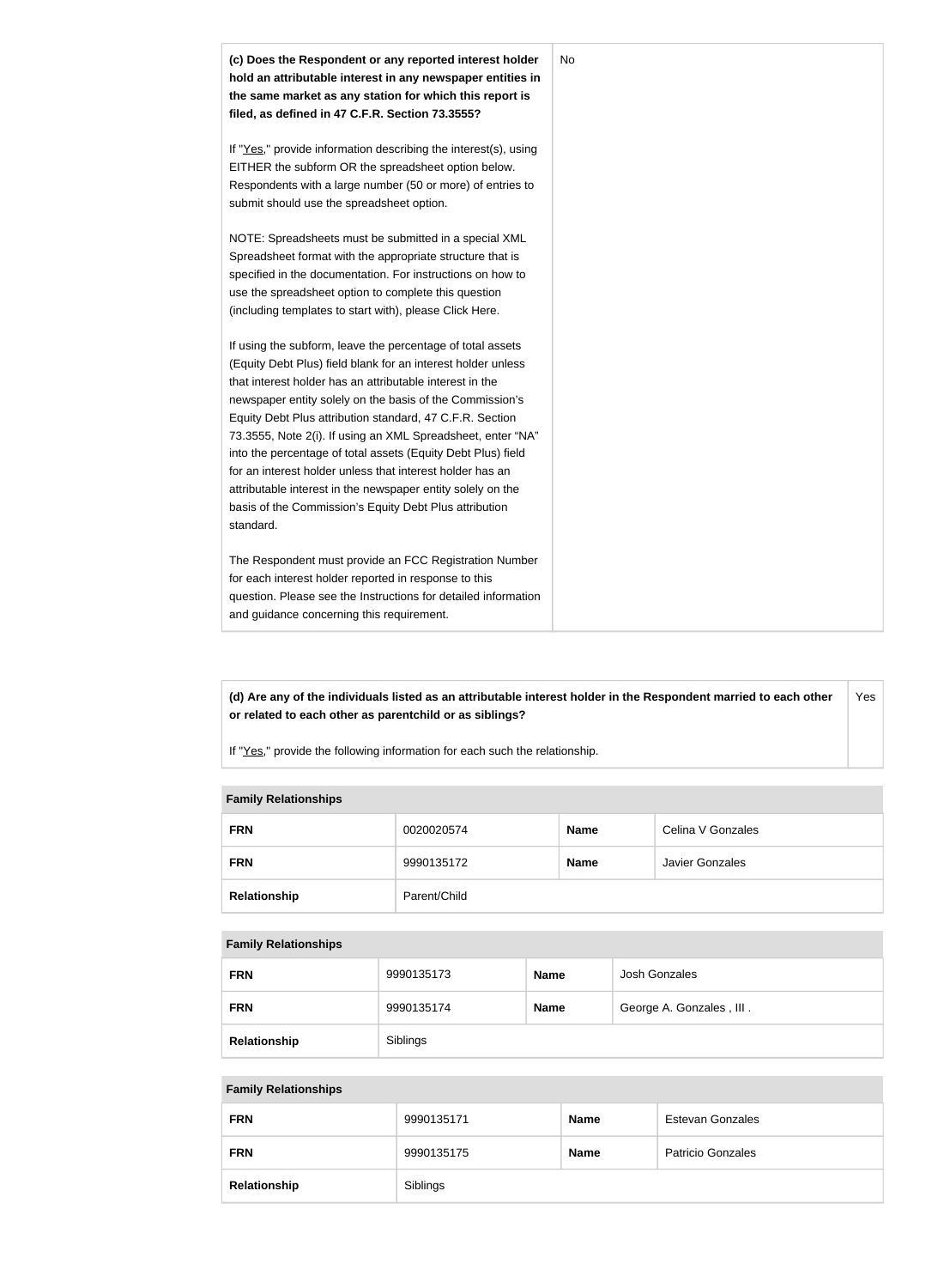| **(c) Does the Respondent or any reported interest holder hold an attributable interest in any newspaper entities in the same market as any station for which this report is filed, as defined in 47 C.F.R. Section 73.3555?**<br><br>If "Yes," provide information describing the interest(s), using EITHER the subform OR the spreadsheet option below. Respondents with a large number (50 or more) of entries to submit should use the spreadsheet option.<br><br>NOTE: Spreadsheets must be submitted in a special XML Spreadsheet format with the appropriate structure that is specified in the documentation. For instructions on how to use the spreadsheet option to complete this question (including templates to start with), please Click Here.<br><br>If using the subform, leave the percentage of total assets (Equity Debt Plus) field blank for an interest holder unless that interest holder has an attributable interest in the newspaper entity solely on the basis of the Commission's Equity Debt Plus attribution standard, 47 C.F.R. Section 73.3555, Note 2(i). If using an XML Spreadsheet, enter "NA" into the percentage of total assets (Equity Debt Plus) field for an interest holder unless that interest holder has an attributable interest in the newspaper entity solely on the basis of the Commission's Equity Debt Plus attribution standard.<br><br>The Respondent must provide an FCC Registration Number for each interest holder reported in response to this question. Please see the Instructions for detailed information and guidance concerning this requirement. | No |
|---|---|

| **(d) Are any of the individuals listed as an attributable interest holder in the Respondent married to each other or related to each other as parentchild or as siblings?**<br><br>If "Yes," provide the following information for each such the relationship. | Yes |
|---|---|

**Family Relationships**

| **FRN** | 0020020574 | **Name** | Celina V Gonzales |
|---|---|---|---|
| **FRN** | 9990135172 | **Name** | Javier Gonzales |
| **Relationship** | Parent/Child | | |

**Family Relationships**

| **FRN** | 9990135173 | **Name** | Josh Gonzales |
|---|---|---|---|
| **FRN** | 9990135174 | **Name** | George A. Gonzales , III . |
| **Relationship** | Siblings | | |

**Family Relationships**

| **FRN** | 9990135171 | **Name** | Estevan Gonzales |
|---|---|---|---|
| **FRN** | 9990135175 | **Name** | Patricio Gonzales |
| **Relationship** | Siblings | | |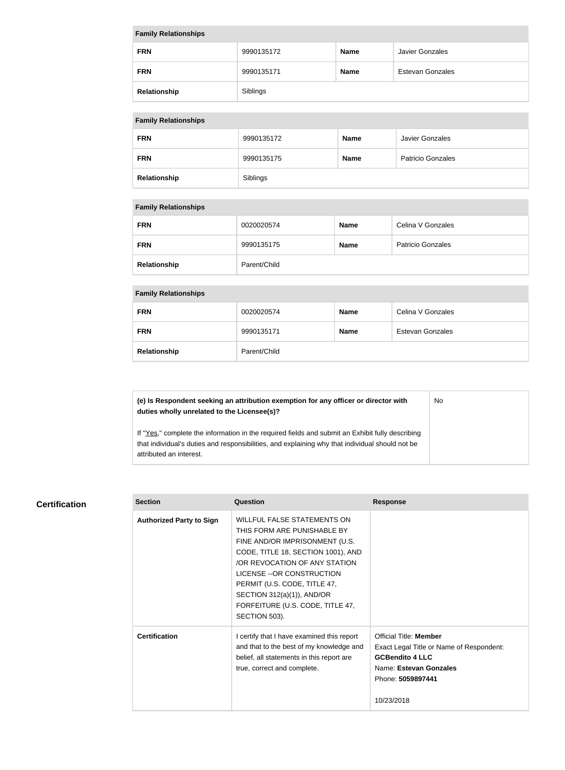| Family Relationships | | | |
|---|---|---|---|
| **FRN** | 9990135172 | **Name** | Javier Gonzales |
| **FRN** | 9990135171 | **Name** | Estevan Gonzales |
| **Relationship** | Siblings | | |

| Family Relationships | | | |
|---|---|---|---|
| **FRN** | 9990135172 | **Name** | Javier Gonzales |
| **FRN** | 9990135175 | **Name** | Patricio Gonzales |
| **Relationship** | Siblings | | |

| Family Relationships | | | |
|---|---|---|---|
| **FRN** | 0020020574 | **Name** | Celina V Gonzales |
| **FRN** | 9990135175 | **Name** | Patricio Gonzales |
| **Relationship** | Parent/Child | | |

| Family Relationships | | | |
|---|---|---|---|
| **FRN** | 0020020574 | **Name** | Celina V Gonzales |
| **FRN** | 9990135171 | **Name** | Estevan Gonzales |
| **Relationship** | Parent/Child | | |

| | |
|---|---|
| **(e) Is Respondent seeking an attribution exemption for any officer or director with duties wholly unrelated to the Licensee(s)?**<br><br>If "Yes," complete the information in the required fields and submit an Exhibit fully describing that individual's duties and responsibilities, and explaining why that individual should not be attributed an interest. | No |

## Certification

| Section | Question | Response |
|---|---|---|
| **Authorized Party to Sign** | WILLFUL FALSE STATEMENTS ON THIS FORM ARE PUNISHABLE BY FINE AND/OR IMPRISONMENT (U.S. CODE, TITLE 18, SECTION 1001), AND /OR REVOCATION OF ANY STATION LICENSE --OR CONSTRUCTION PERMIT (U.S. CODE, TITLE 47, SECTION 312(a)(1)), AND/OR FORFEITURE (U.S. CODE, TITLE 47, SECTION 503). | |
| **Certification** | I certify that I have examined this report and that to the best of my knowledge and belief, all statements in this report are true, correct and complete. | Official Title: **Member**<br>Exact Legal Title or Name of Respondent: **GCBendito 4 LLC**<br>Name: **Estevan Gonzales**<br>Phone: **5059897441**<br><br>10/23/2018 |